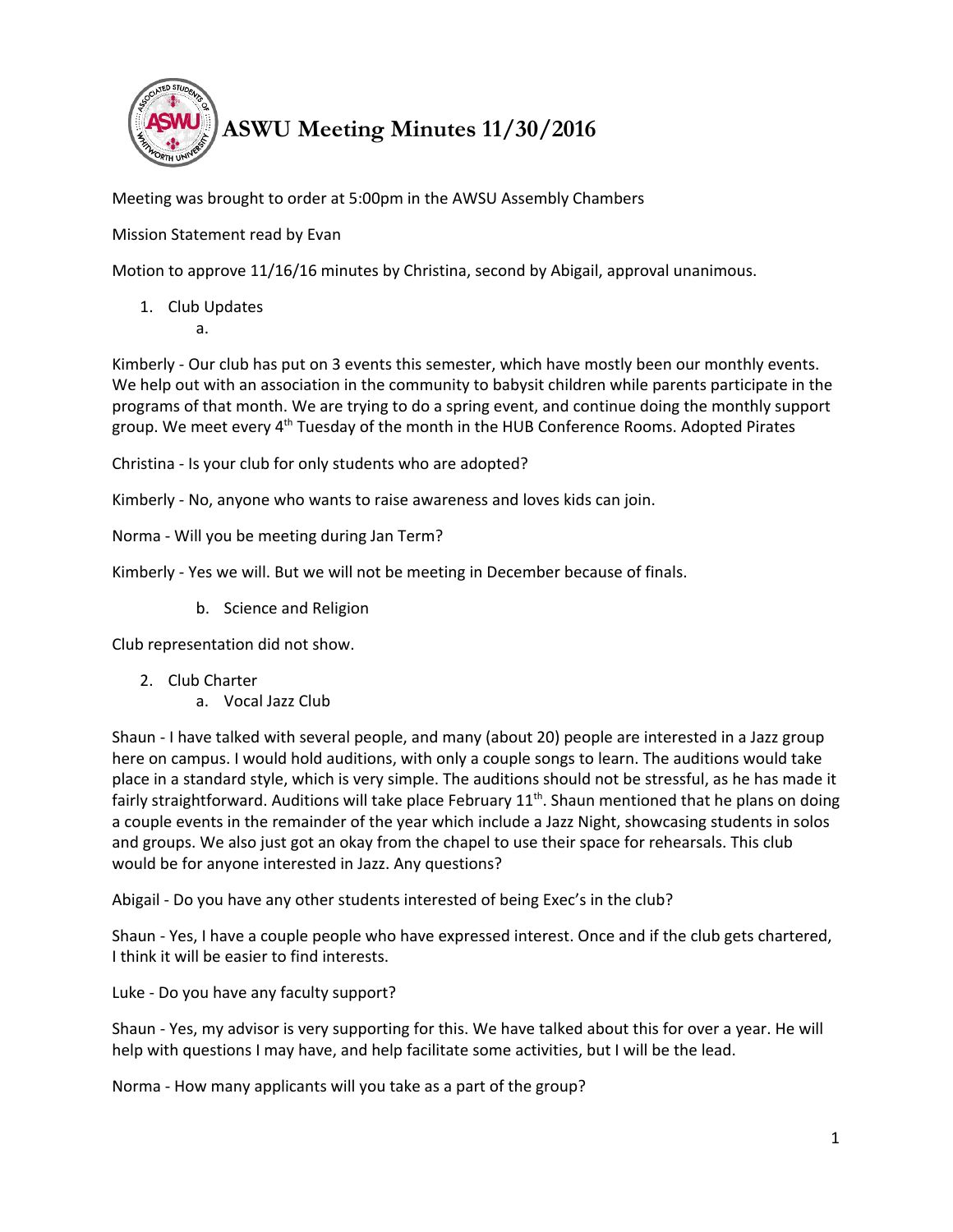# ASWU Meeting Minutes 11/30/2016

Meeting was brought to order at 5:00pm in the AWSU Assembly Chambers

Mission Statement read by Evan

Motion to approve 11/16/16 minutes by Christina, second by Abigail, approval unanimous.

1. Club Updates
    a.

Kimberly - Our club has put on 3 events this semester, which have mostly been our monthly events. We help out with an association in the community to babysit children while parents participate in the programs of that month. We are trying to do a spring event, and continue doing the monthly support group. We meet every 4th Tuesday of the month in the HUB Conference Rooms. Adopted Pirates

Christina - Is your club for only students who are adopted?

Kimberly - No, anyone who wants to raise awareness and loves kids can join.

Norma - Will you be meeting during Jan Term?

Kimberly - Yes we will. But we will not be meeting in December because of finals.

    b. Science and Religion

Club representation did not show.

2. Club Charter
    a. Vocal Jazz Club

Shaun - I have talked with several people, and many (about 20) people are interested in a Jazz group here on campus. I would hold auditions, with only a couple songs to learn. The auditions would take place in a standard style, which is very simple. The auditions should not be stressful, as he has made it fairly straightforward. Auditions will take place February 11th. Shaun mentioned that he plans on doing a couple events in the remainder of the year which include a Jazz Night, showcasing students in solos and groups. We also just got an okay from the chapel to use their space for rehearsals. This club would be for anyone interested in Jazz. Any questions?

Abigail - Do you have any other students interested of being Exec's in the club?

Shaun - Yes, I have a couple people who have expressed interest. Once and if the club gets chartered, I think it will be easier to find interests.

Luke - Do you have any faculty support?

Shaun - Yes, my advisor is very supporting for this. We have talked about this for over a year. He will help with questions I may have, and help facilitate some activities, but I will be the lead.

Norma - How many applicants will you take as a part of the group?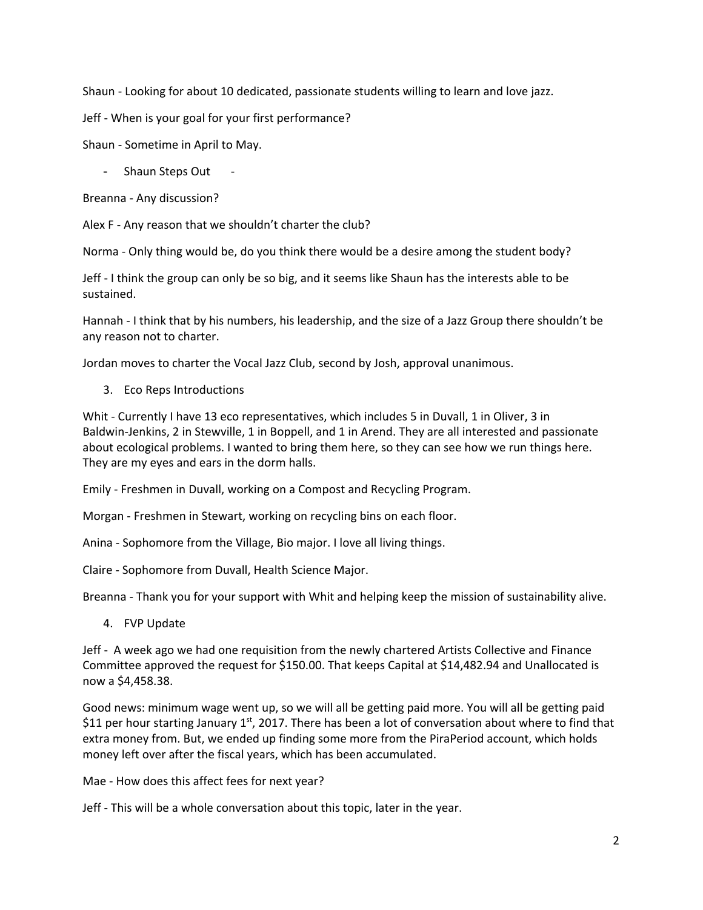Shaun - Looking for about 10 dedicated, passionate students willing to learn and love jazz.

Jeff - When is your goal for your first performance?

Shaun - Sometime in April to May.

- Shaun Steps Out -

Breanna - Any discussion?

Alex F - Any reason that we shouldn't charter the club?

Norma - Only thing would be, do you think there would be a desire among the student body?

Jeff - I think the group can only be so big, and it seems like Shaun has the interests able to be sustained.

Hannah - I think that by his numbers, his leadership, and the size of a Jazz Group there shouldn't be any reason not to charter.

Jordan moves to charter the Vocal Jazz Club, second by Josh, approval unanimous.

3. Eco Reps Introductions

Whit - Currently I have 13 eco representatives, which includes 5 in Duvall, 1 in Oliver, 3 in Baldwin-Jenkins, 2 in Stewville, 1 in Boppell, and 1 in Arend. They are all interested and passionate about ecological problems. I wanted to bring them here, so they can see how we run things here. They are my eyes and ears in the dorm halls.

Emily - Freshmen in Duvall, working on a Compost and Recycling Program.

Morgan - Freshmen in Stewart, working on recycling bins on each floor.

Anina - Sophomore from the Village, Bio major. I love all living things.

Claire - Sophomore from Duvall, Health Science Major.

Breanna - Thank you for your support with Whit and helping keep the mission of sustainability alive.

4. FVP Update

Jeff - A week ago we had one requisition from the newly chartered Artists Collective and Finance Committee approved the request for $150.00. That keeps Capital at $14,482.94 and Unallocated is now a $4,458.38.

Good news: minimum wage went up, so we will all be getting paid more. You will all be getting paid $11 per hour starting January 1st, 2017. There has been a lot of conversation about where to find that extra money from. But, we ended up finding some more from the PiraPeriod account, which holds money left over after the fiscal years, which has been accumulated.

Mae - How does this affect fees for next year?

Jeff - This will be a whole conversation about this topic, later in the year.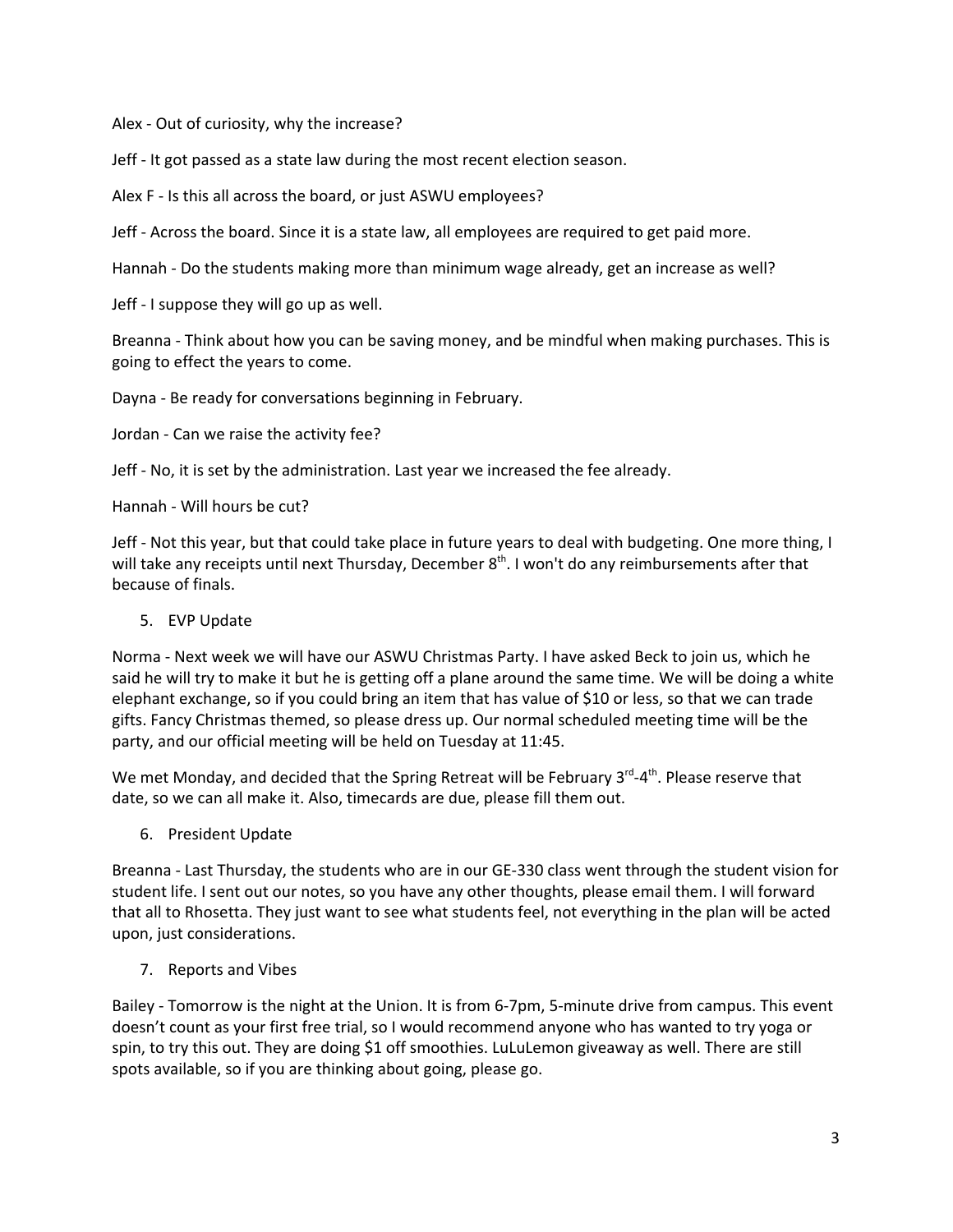Alex - Out of curiosity, why the increase?

Jeff - It got passed as a state law during the most recent election season.

Alex F - Is this all across the board, or just ASWU employees?

Jeff - Across the board. Since it is a state law, all employees are required to get paid more.

Hannah - Do the students making more than minimum wage already, get an increase as well?

Jeff - I suppose they will go up as well.

Breanna - Think about how you can be saving money, and be mindful when making purchases. This is going to effect the years to come.

Dayna - Be ready for conversations beginning in February.

Jordan - Can we raise the activity fee?

Jeff - No, it is set by the administration. Last year we increased the fee already.

Hannah - Will hours be cut?

Jeff - Not this year, but that could take place in future years to deal with budgeting. One more thing, I will take any receipts until next Thursday, December 8th. I won't do any reimbursements after that because of finals.

5. EVP Update

Norma - Next week we will have our ASWU Christmas Party. I have asked Beck to join us, which he said he will try to make it but he is getting off a plane around the same time. We will be doing a white elephant exchange, so if you could bring an item that has value of $10 or less, so that we can trade gifts. Fancy Christmas themed, so please dress up. Our normal scheduled meeting time will be the party, and our official meeting will be held on Tuesday at 11:45.

We met Monday, and decided that the Spring Retreat will be February 3rd-4th. Please reserve that date, so we can all make it. Also, timecards are due, please fill them out.

6. President Update

Breanna - Last Thursday, the students who are in our GE-330 class went through the student vision for student life. I sent out our notes, so you have any other thoughts, please email them. I will forward that all to Rhosetta. They just want to see what students feel, not everything in the plan will be acted upon, just considerations.

7. Reports and Vibes

Bailey - Tomorrow is the night at the Union. It is from 6-7pm, 5-minute drive from campus. This event doesn't count as your first free trial, so I would recommend anyone who has wanted to try yoga or spin, to try this out. They are doing $1 off smoothies. LuLuLemon giveaway as well. There are still spots available, so if you are thinking about going, please go.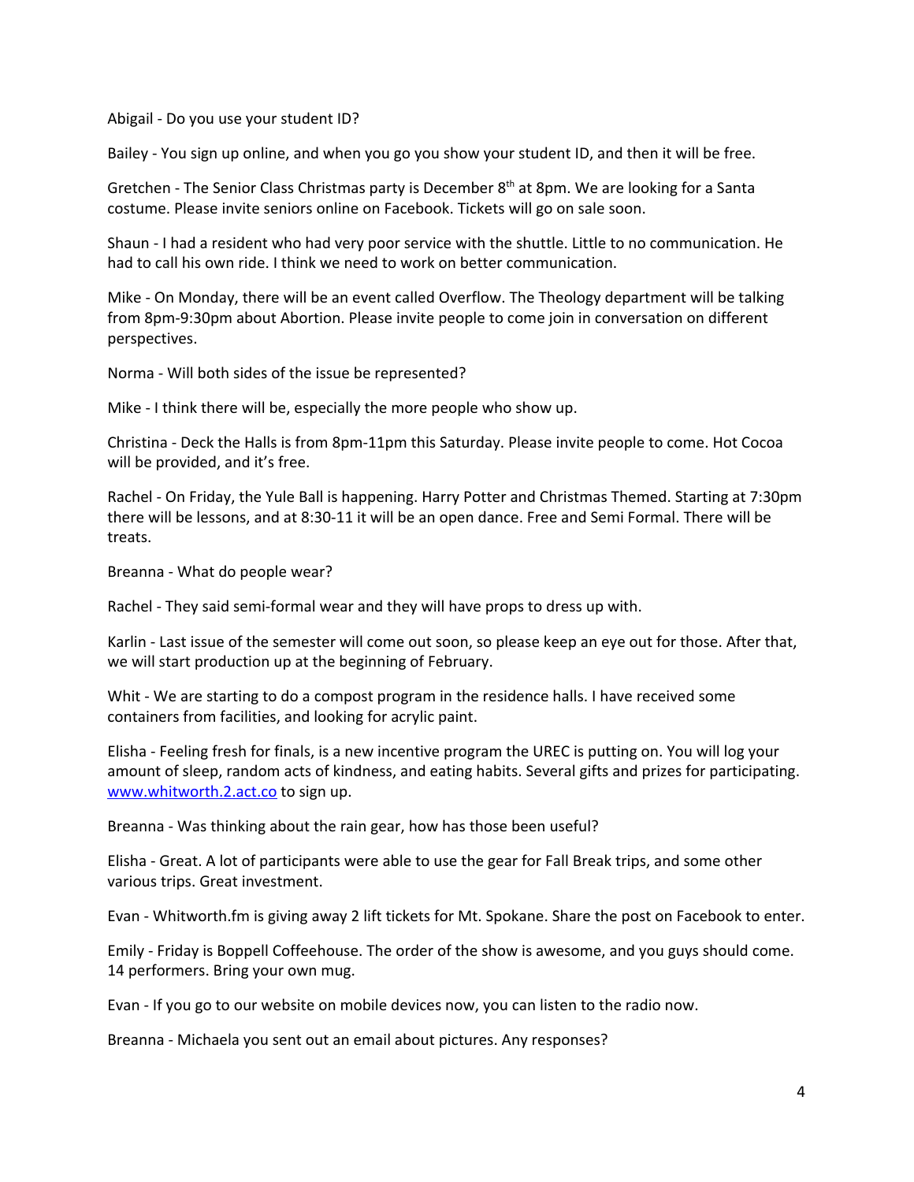Abigail - Do you use your student ID?

Bailey - You sign up online, and when you go you show your student ID, and then it will be free.

Gretchen - The Senior Class Christmas party is December 8th at 8pm. We are looking for a Santa costume. Please invite seniors online on Facebook. Tickets will go on sale soon.

Shaun - I had a resident who had very poor service with the shuttle. Little to no communication. He had to call his own ride. I think we need to work on better communication.

Mike - On Monday, there will be an event called Overflow. The Theology department will be talking from 8pm-9:30pm about Abortion. Please invite people to come join in conversation on different perspectives.

Norma - Will both sides of the issue be represented?

Mike - I think there will be, especially the more people who show up.

Christina - Deck the Halls is from 8pm-11pm this Saturday. Please invite people to come. Hot Cocoa will be provided, and it's free.

Rachel - On Friday, the Yule Ball is happening. Harry Potter and Christmas Themed. Starting at 7:30pm there will be lessons, and at 8:30-11 it will be an open dance. Free and Semi Formal. There will be treats.

Breanna - What do people wear?

Rachel - They said semi-formal wear and they will have props to dress up with.

Karlin - Last issue of the semester will come out soon, so please keep an eye out for those. After that, we will start production up at the beginning of February.

Whit - We are starting to do a compost program in the residence halls. I have received some containers from facilities, and looking for acrylic paint.

Elisha - Feeling fresh for finals, is a new incentive program the UREC is putting on. You will log your amount of sleep, random acts of kindness, and eating habits. Several gifts and prizes for participating. [www.whitworth.2.act.co](www.whitworth.2.act.co) to sign up.

Breanna - Was thinking about the rain gear, how has those been useful?

Elisha - Great. A lot of participants were able to use the gear for Fall Break trips, and some other various trips. Great investment.

Evan - Whitworth.fm is giving away 2 lift tickets for Mt. Spokane. Share the post on Facebook to enter.

Emily - Friday is Boppell Coffeehouse. The order of the show is awesome, and you guys should come. 14 performers. Bring your own mug.

Evan - If you go to our website on mobile devices now, you can listen to the radio now.

Breanna - Michaela you sent out an email about pictures. Any responses?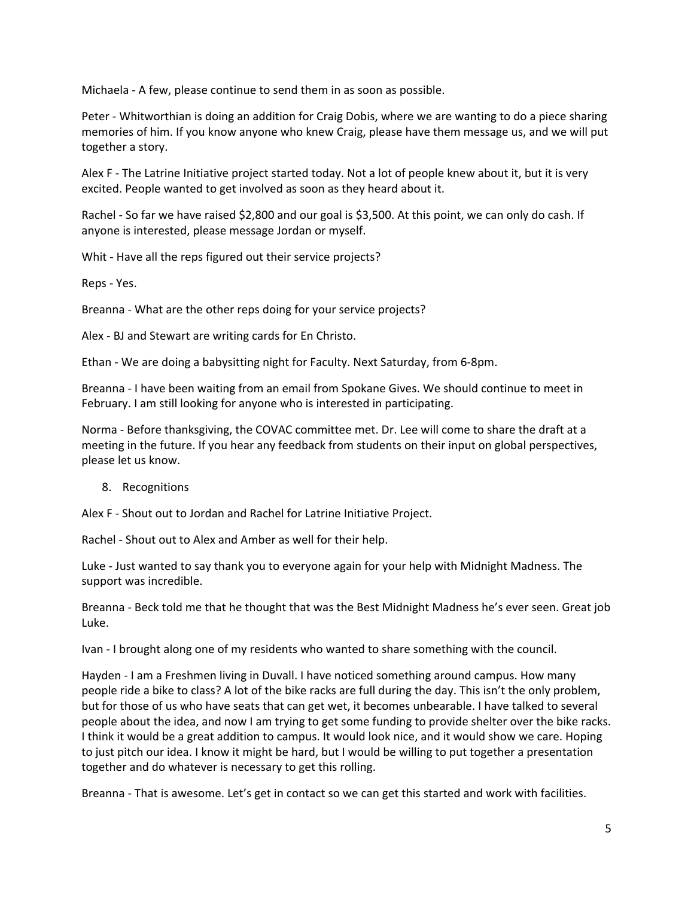Michaela - A few, please continue to send them in as soon as possible.

Peter - Whitworthian is doing an addition for Craig Dobis, where we are wanting to do a piece sharing memories of him. If you know anyone who knew Craig, please have them message us, and we will put together a story.

Alex F - The Latrine Initiative project started today. Not a lot of people knew about it, but it is very excited. People wanted to get involved as soon as they heard about it.

Rachel - So far we have raised $2,800 and our goal is $3,500. At this point, we can only do cash. If anyone is interested, please message Jordan or myself.

Whit - Have all the reps figured out their service projects?

Reps - Yes.

Breanna - What are the other reps doing for your service projects?

Alex - BJ and Stewart are writing cards for En Christo.

Ethan - We are doing a babysitting night for Faculty. Next Saturday, from 6-8pm.

Breanna - I have been waiting from an email from Spokane Gives. We should continue to meet in February. I am still looking for anyone who is interested in participating.

Norma - Before thanksgiving, the COVAC committee met. Dr. Lee will come to share the draft at a meeting in the future. If you hear any feedback from students on their input on global perspectives, please let us know.

8. Recognitions

Alex F - Shout out to Jordan and Rachel for Latrine Initiative Project.

Rachel - Shout out to Alex and Amber as well for their help.

Luke - Just wanted to say thank you to everyone again for your help with Midnight Madness. The support was incredible.

Breanna - Beck told me that he thought that was the Best Midnight Madness he's ever seen. Great job Luke.

Ivan - I brought along one of my residents who wanted to share something with the council.

Hayden - I am a Freshmen living in Duvall. I have noticed something around campus. How many people ride a bike to class? A lot of the bike racks are full during the day. This isn't the only problem, but for those of us who have seats that can get wet, it becomes unbearable. I have talked to several people about the idea, and now I am trying to get some funding to provide shelter over the bike racks. I think it would be a great addition to campus. It would look nice, and it would show we care. Hoping to just pitch our idea. I know it might be hard, but I would be willing to put together a presentation together and do whatever is necessary to get this rolling.

Breanna - That is awesome. Let's get in contact so we can get this started and work with facilities.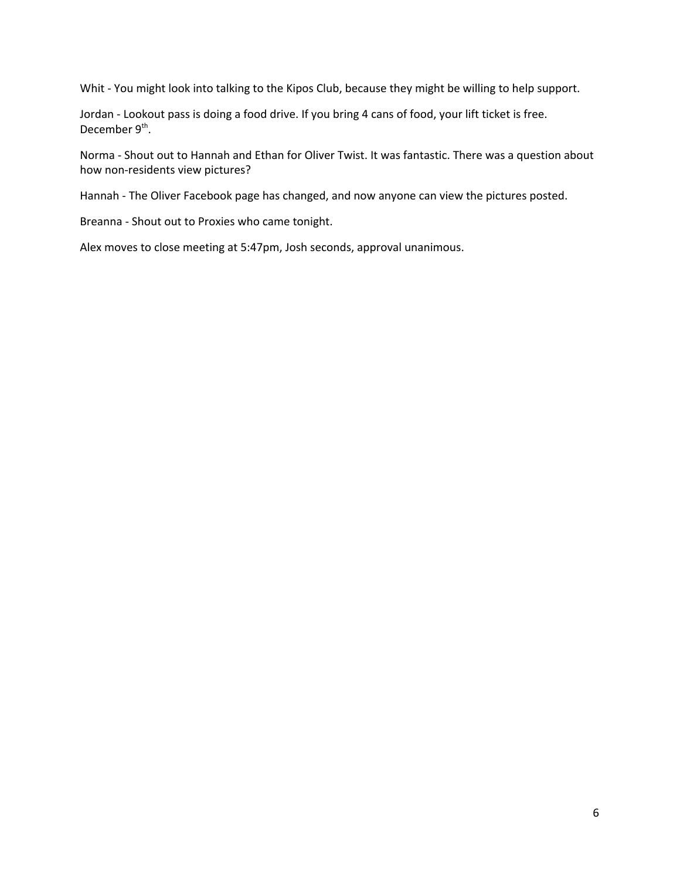Whit - You might look into talking to the Kipos Club, because they might be willing to help support.

Jordan - Lookout pass is doing a food drive. If you bring 4 cans of food, your lift ticket is free. December 9th.

Norma - Shout out to Hannah and Ethan for Oliver Twist. It was fantastic. There was a question about how non-residents view pictures?

Hannah - The Oliver Facebook page has changed, and now anyone can view the pictures posted.

Breanna - Shout out to Proxies who came tonight.

Alex moves to close meeting at 5:47pm, Josh seconds, approval unanimous.